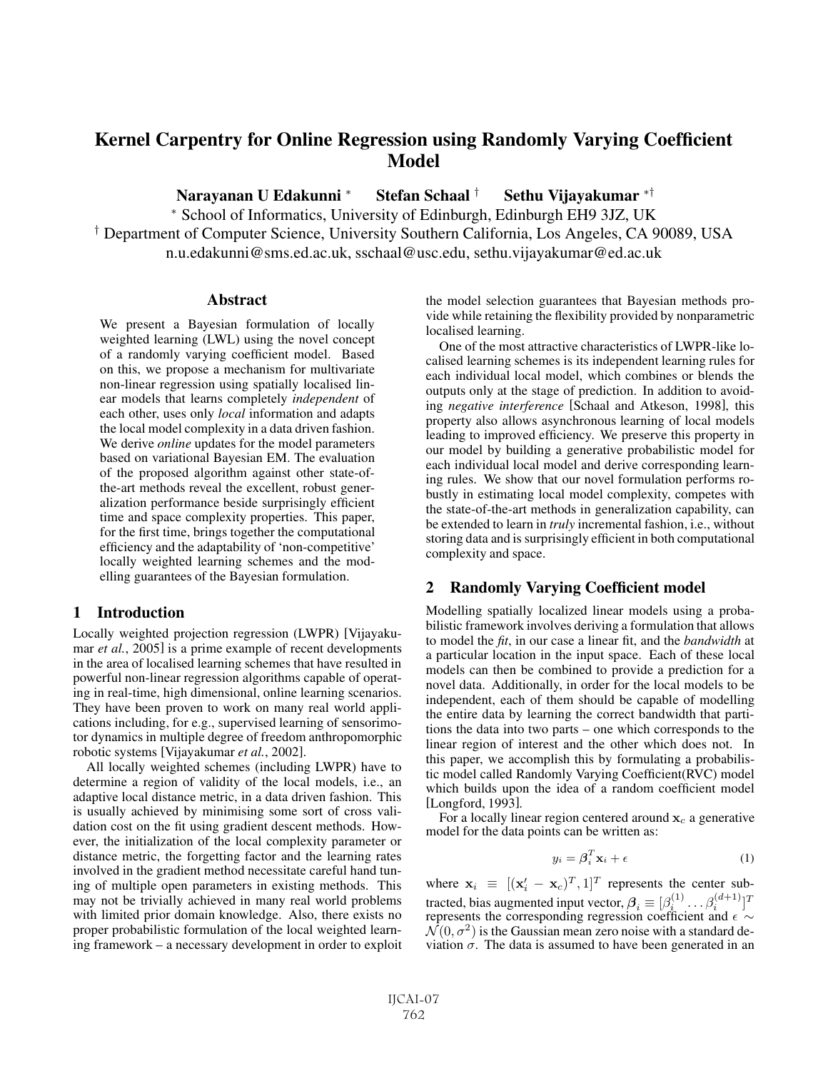# Kernel Carpentry for Online Regression using Randomly Varying Coefficient Model

**Narayanan U Edakunni** [*] **Stefan Schaal** [†] **Sethu Vijayakumar** [*†]

[*] School of Informatics, University of Edinburgh, Edinburgh EH9 3JZ, UK

[†] Department of Computer Science, University Southern California, Los Angeles, CA 90089, USA

n.u.edakunni@sms.ed.ac.uk, sschaal@usc.edu, sethu.vijayakumar@ed.ac.uk

## Abstract

We present a Bayesian formulation of locally weighted learning (LWL) using the novel concept of a randomly varying coefficient model. Based on this, we propose a mechanism for multivariate non-linear regression using spatially localised linear models that learns completely *independent* of each other, uses only *local* information and adapts the local model complexity in a data driven fashion. We derive *online* updates for the model parameters based on variational Bayesian EM. The evaluation of the proposed algorithm against other state-of-the-art methods reveal the excellent, robust generalization performance beside surprisingly efficient time and space complexity properties. This paper, for the first time, brings together the computational efficiency and the adaptability of 'non-competitive' locally weighted learning schemes and the modelling guarantees of the Bayesian formulation.

## 1 Introduction

Locally weighted projection regression (LWPR) [Vijayakumar *et al.*, 2005] is a prime example of recent developments in the area of localised learning schemes that have resulted in powerful non-linear regression algorithms capable of operating in real-time, high dimensional, online learning scenarios. They have been proven to work on many real world applications including, for e.g., supervised learning of sensorimotor dynamics in multiple degree of freedom anthropomorphic robotic systems [Vijayakumar *et al.*, 2002].

All locally weighted schemes (including LWPR) have to determine a region of validity of the local models, i.e., an adaptive local distance metric, in a data driven fashion. This is usually achieved by minimising some sort of cross validation cost on the fit using gradient descent methods. However, the initialization of the local complexity parameter or distance metric, the forgetting factor and the learning rates involved in the gradient method necessitate careful hand tuning of multiple open parameters in existing methods. This may not be trivially achieved in many real world problems with limited prior domain knowledge. Also, there exists no proper probabilistic formulation of the local weighted learning framework – a necessary development in order to exploit the model selection guarantees that Bayesian methods provide while retaining the flexibility provided by nonparametric localised learning.

One of the most attractive characteristics of LWPR-like localised learning schemes is its independent learning rules for each individual local model, which combines or blends the outputs only at the stage of prediction. In addition to avoiding *negative interference* [Schaal and Atkeson, 1998], this property also allows asynchronous learning of local models leading to improved efficiency. We preserve this property in our model by building a generative probabilistic model for each individual local model and derive corresponding learning rules. We show that our novel formulation performs robustly in estimating local model complexity, competes with the state-of-the-art methods in generalization capability, can be extended to learn in *truly* incremental fashion, i.e., without storing data and is surprisingly efficient in both computational complexity and space.

## 2 Randomly Varying Coefficient model

Modelling spatially localized linear models using a probabilistic framework involves deriving a formulation that allows to model the *fit*, in our case a linear fit, and the *bandwidth* at a particular location in the input space. Each of these local models can then be combined to provide a prediction for a novel data. Additionally, in order for the local models to be independent, each of them should be capable of modelling the entire data by learning the correct bandwidth that partitions the data into two parts – one which corresponds to the linear region of interest and the other which does not. In this paper, we accomplish this by formulating a probabilistic model called Randomly Varying Coefficient(RVC) model which builds upon the idea of a random coefficient model [Longford, 1993].

For a locally linear region centered around $\mathbf{x}_c$ a generative model for the data points can be written as:

$$y_i = \boldsymbol{\beta}_i^T \mathbf{x}_i + \epsilon \tag{1}$$

where $\mathbf{x}_i \equiv [(\mathbf{x}'_i - \mathbf{x}_c)^T, 1]^T$ represents the center subtracted, bias augmented input vector, $\boldsymbol{\beta}_i \equiv [\beta_i^{(1)} \ldots \beta_i^{(d+1)}]^T$ represents the corresponding regression coefficient and $\epsilon \sim \mathcal{N}(0, \sigma^2)$ is the Gaussian mean zero noise with a standard deviation $\sigma$. The data is assumed to have been generated in an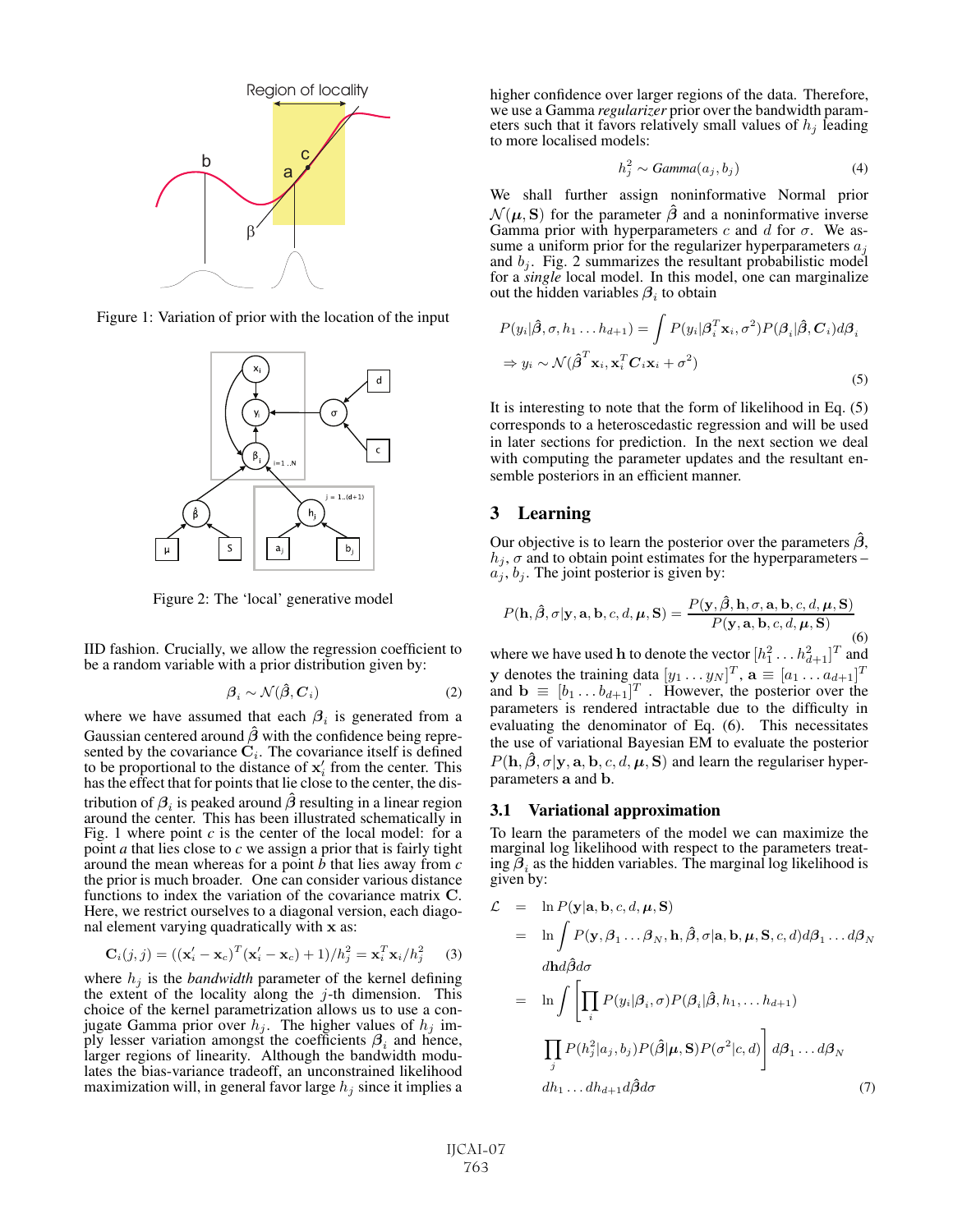Figure 1: Variation of prior with the location of the input

Figure 2: The 'local' generative model

IID fashion. Crucially, we allow the regression coefficient to be a random variable with a prior distribution given by:

$$\boldsymbol{\beta}_i \sim \mathcal{N}(\hat{\boldsymbol{\beta}}, \boldsymbol{C}_i) \tag{2}$$

where we have assumed that each $\boldsymbol{\beta}_i$ is generated from a Gaussian centered around $\hat{\boldsymbol{\beta}}$ with the confidence being represented by the covariance $\mathbf{C}_i$. The covariance itself is defined to be proportional to the distance of $\mathbf{x}'_i$ from the center. This has the effect that for points that lie close to the center, the distribution of $\boldsymbol{\beta}_i$ is peaked around $\hat{\boldsymbol{\beta}}$ resulting in a linear region around the center. This has been illustrated schematically in Fig. 1 where point *c* is the center of the local model: for a point *a* that lies close to *c* we assign a prior that is fairly tight around the mean whereas for a point *b* that lies away from *c* the prior is much broader. One can consider various distance functions to index the variation of the covariance matrix $\mathbf{C}$. Here, we restrict ourselves to a diagonal version, each diagonal element varying quadratically with $\mathbf{x}$ as:

$$\mathbf{C}_i(j,j) = ((\mathbf{x}'_i - \mathbf{x}_c)^T(\mathbf{x}'_i - \mathbf{x}_c) + 1)/h_j^2 = \mathbf{x}_i^T\mathbf{x}_i/h_j^2 \tag{3}$$

where $h_j$ is the *bandwidth* parameter of the kernel defining the extent of the locality along the $j$-th dimension. This choice of the kernel parametrization allows us to use a conjugate Gamma prior over $h_j$. The higher values of $h_j$ imply lesser variation amongst the coefficients $\boldsymbol{\beta}_i$ and hence, larger regions of linearity. Although the bandwidth modulates the bias-variance tradeoff, an unconstrained likelihood maximization will, in general favor large $h_j$ since it implies a higher confidence over larger regions of the data. Therefore, we use a Gamma *regularizer* prior over the bandwidth parameters such that it favors relatively small values of $h_j$ leading to more localised models:

$$h_j^2 \sim \textit{Gamma}(a_j, b_j) \tag{4}$$

We shall further assign noninformative Normal prior $\mathcal{N}(\boldsymbol{\mu}, \mathbf{S})$ for the parameter $\hat{\boldsymbol{\beta}}$ and a noninformative inverse Gamma prior with hyperparameters $c$ and $d$ for $\sigma$. We assume a uniform prior for the regularizer hyperparameters $a_j$ and $b_j$. Fig. 2 summarizes the resultant probabilistic model for a *single* local model. In this model, one can marginalize out the hidden variables $\boldsymbol{\beta}_i$ to obtain

$$P(y_i|\hat{\boldsymbol{\beta}}, \sigma, h_1 \dots h_{d+1}) = \int P(y_i|\boldsymbol{\beta}_i^T\mathbf{x}_i, \sigma^2)P(\boldsymbol{\beta}_i|\hat{\boldsymbol{\beta}}, \boldsymbol{C}_i)d\boldsymbol{\beta}_i$$
$$\Rightarrow y_i \sim \mathcal{N}(\hat{\boldsymbol{\beta}}^T\mathbf{x}_i, \mathbf{x}_i^T\boldsymbol{C}_i\mathbf{x}_i + \sigma^2) \tag{5}$$

It is interesting to note that the form of likelihood in Eq. (5) corresponds to a heteroscedastic regression and will be used in later sections for prediction. In the next section we deal with computing the parameter updates and the resultant ensemble posteriors in an efficient manner.

## 3 Learning

Our objective is to learn the posterior over the parameters $\hat{\boldsymbol{\beta}}$, $h_j$, $\sigma$ and to obtain point estimates for the hyperparameters – $a_j$, $b_j$. The joint posterior is given by:

$$P(\mathbf{h}, \hat{\boldsymbol{\beta}}, \sigma|\mathbf{y}, \mathbf{a}, \mathbf{b}, c, d, \boldsymbol{\mu}, \mathbf{S}) = \frac{P(\mathbf{y}, \hat{\boldsymbol{\beta}}, \mathbf{h}, \sigma, \mathbf{a}, \mathbf{b}, c, d, \boldsymbol{\mu}, \mathbf{S})}{P(\mathbf{y}, \mathbf{a}, \mathbf{b}, c, d, \boldsymbol{\mu}, \mathbf{S})} \tag{6}$$

where we have used $\mathbf{h}$ to denote the vector $[h_1^2 \dots h_{d+1}^2]^T$ and $\mathbf{y}$ denotes the training data $[y_1 \dots y_N]^T$, $\mathbf{a} \equiv [a_1 \dots a_{d+1}]^T$ and $\mathbf{b} \equiv [b_1 \dots b_{d+1}]^T$ . However, the posterior over the parameters is rendered intractable due to the difficulty in evaluating the denominator of Eq. (6). This necessitates the use of variational Bayesian EM to evaluate the posterior $P(\mathbf{h}, \hat{\boldsymbol{\beta}}, \sigma|\mathbf{y}, \mathbf{a}, \mathbf{b}, c, d, \boldsymbol{\mu}, \mathbf{S})$ and learn the regulariser hyperparameters $\mathbf{a}$ and $\mathbf{b}$.

### 3.1 Variational approximation

To learn the parameters of the model we can maximize the marginal log likelihood with respect to the parameters treating $\boldsymbol{\beta}_i$ as the hidden variables. The marginal log likelihood is given by:

$$\begin{aligned}
\mathcal{L} &= \ln P(\mathbf{y}|\mathbf{a}, \mathbf{b}, c, d, \boldsymbol{\mu}, \mathbf{S}) \\
&= \ln \int P(\mathbf{y}, \boldsymbol{\beta}_1 \dots \boldsymbol{\beta}_N, \mathbf{h}, \hat{\boldsymbol{\beta}}, \sigma|\mathbf{a}, \mathbf{b}, \boldsymbol{\mu}, \mathbf{S}, c, d)d\boldsymbol{\beta}_1 \dots d\boldsymbol{\beta}_N \\
&\quad d\mathbf{h}d\hat{\boldsymbol{\beta}}d\sigma \\
&= \ln \int \Bigg[\prod_i P(y_i|\boldsymbol{\beta}_i, \sigma)P(\boldsymbol{\beta}_i|\hat{\boldsymbol{\beta}}, h_1, \dots h_{d+1}) \\
&\quad \prod_j P(h_j^2|a_j, b_j)P(\hat{\boldsymbol{\beta}}|\boldsymbol{\mu}, \mathbf{S})P(\sigma^2|c, d)\Bigg] d\boldsymbol{\beta}_1 \dots d\boldsymbol{\beta}_N \\
&\quad dh_1 \dots dh_{d+1}d\hat{\boldsymbol{\beta}}d\sigma
\end{aligned} \tag{7}$$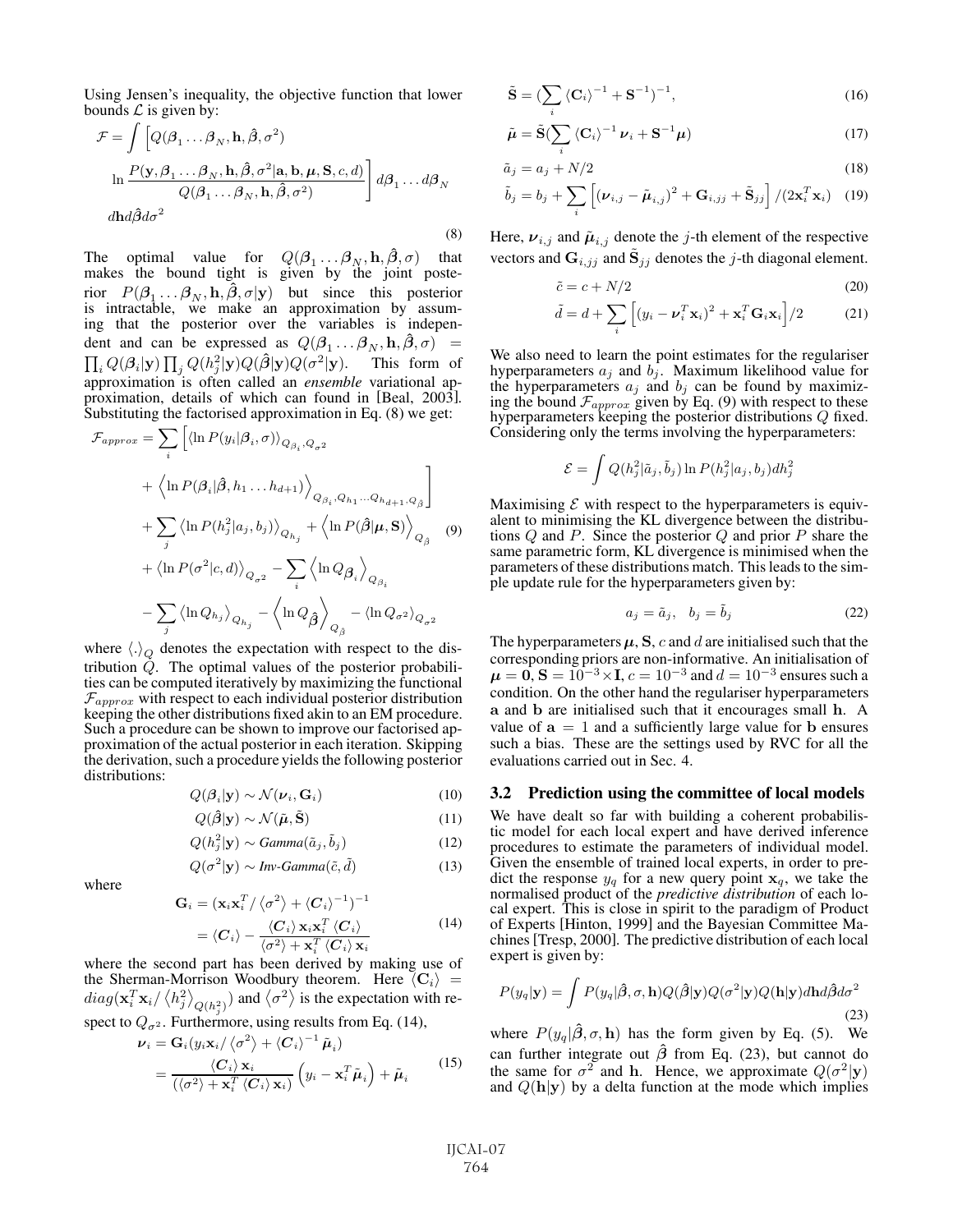Using Jensen's inequality, the objective function that lower bounds $\mathcal{L}$ is given by:

$$\mathcal{F} = \int \Bigg[ Q(\boldsymbol{\beta}_1 \dots \boldsymbol{\beta}_N, \mathbf{h}, \hat{\boldsymbol{\beta}}, \sigma^2) \ln \frac{P(\mathbf{y}, \boldsymbol{\beta}_1 \dots \boldsymbol{\beta}_N, \mathbf{h}, \hat{\boldsymbol{\beta}}, \sigma^2 | \mathbf{a}, \mathbf{b}, \boldsymbol{\mu}, \mathbf{S}, c, d)}{Q(\boldsymbol{\beta}_1 \dots \boldsymbol{\beta}_N, \mathbf{h}, \hat{\boldsymbol{\beta}}, \sigma^2)} \Bigg] d\boldsymbol{\beta}_1 \dots d\boldsymbol{\beta}_N \, d\mathbf{h} d\hat{\boldsymbol{\beta}} d\sigma^2 \tag{8}$$

The optimal value for $Q(\boldsymbol{\beta}_1 \dots \boldsymbol{\beta}_N, \mathbf{h}, \hat{\boldsymbol{\beta}}, \sigma)$ that makes the bound tight is given by the joint posterior $P(\boldsymbol{\beta}_1 \dots \boldsymbol{\beta}_N, \mathbf{h}, \hat{\boldsymbol{\beta}}, \sigma | \mathbf{y})$ but since this posterior is intractable, we make an approximation by assuming that the posterior over the variables is independent and can be expressed as $Q(\boldsymbol{\beta}_1 \dots \boldsymbol{\beta}_N, \mathbf{h}, \hat{\boldsymbol{\beta}}, \sigma) = \prod_i Q(\boldsymbol{\beta}_i|\mathbf{y}) \prod_j Q(h_j^2|\mathbf{y}) Q(\hat{\boldsymbol{\beta}}|\mathbf{y}) Q(\sigma^2|\mathbf{y})$. This form of approximation is often called an *ensemble* variational approximation, details of which can found in [Beal, 2003]. Substituting the factorised approximation in Eq. (8) we get:

$$\begin{aligned}
\mathcal{F}_{approx} = \sum_i \Big[ & \langle \ln P(y_i|\boldsymbol{\beta}_i, \sigma) \rangle_{Q_{\beta_i}, Q_{\sigma^2}} \\
& + \left\langle \ln P(\boldsymbol{\beta}_i|\hat{\boldsymbol{\beta}}, h_1 \dots h_{d+1}) \right\rangle_{Q_{\beta_i}, Q_{h_1} \dots Q_{h_{d+1}}, Q_{\hat{\beta}}} \Big] \\
& + \sum_j \langle \ln P(h_j^2|a_j, b_j) \rangle_{Q_{h_j}} + \left\langle \ln P(\hat{\boldsymbol{\beta}}|\boldsymbol{\mu}, \mathbf{S}) \right\rangle_{Q_{\hat{\beta}}} \\
& + \langle \ln P(\sigma^2|c, d) \rangle_{Q_{\sigma^2}} - \sum_i \left\langle \ln Q_{\boldsymbol{\beta}_i} \right\rangle_{Q_{\beta_i}} \\
& - \sum_j \langle \ln Q_{h_j} \rangle_{Q_{h_j}} - \left\langle \ln Q_{\hat{\boldsymbol{\beta}}} \right\rangle_{Q_{\hat{\beta}}} - \langle \ln Q_{\sigma^2} \rangle_{Q_{\sigma^2}}
\end{aligned} \tag{9}$$

where $\langle . \rangle_Q$ denotes the expectation with respect to the distribution $Q$. The optimal values of the posterior probabilities can be computed iteratively by maximizing the functional $\mathcal{F}_{approx}$ with respect to each individual posterior distribution keeping the other distributions fixed akin to an EM procedure. Such a procedure can be shown to improve our factorised approximation of the actual posterior in each iteration. Skipping the derivation, such a procedure yields the following posterior distributions:

$$Q(\boldsymbol{\beta}_i|\mathbf{y}) \sim \mathcal{N}(\boldsymbol{\nu}_i, \mathbf{G}_i) \tag{10}$$

$$Q(\hat{\boldsymbol{\beta}}|\mathbf{y}) \sim \mathcal{N}(\tilde{\boldsymbol{\mu}}, \tilde{\mathbf{S}}) \tag{11}$$

$$Q(h_j^2|\mathbf{y}) \sim \textit{Gamma}(\tilde{a}_j, \tilde{b}_j) \tag{12}$$

$$Q(\sigma^2|\mathbf{y}) \sim \textit{Inv-Gamma}(\tilde{c}, \tilde{d}) \tag{13}$$

where

$$\begin{aligned}
\mathbf{G}_i &= (\mathbf{x}_i \mathbf{x}_i^T / \langle \sigma^2 \rangle + \langle \boldsymbol{C}_i \rangle^{-1})^{-1} \\
&= \langle \boldsymbol{C}_i \rangle - \frac{\langle \mathbf{C}_i \rangle \mathbf{x}_i \mathbf{x}_i^T \langle \mathbf{C}_i \rangle}{\langle \sigma^2 \rangle + \mathbf{x}_i^T \langle \mathbf{C}_i \rangle \mathbf{x}_i}
\end{aligned} \tag{14}$$

where the second part has been derived by making use of the Sherman-Morrison Woodbury theorem. Here $\langle \mathbf{C}_i \rangle = diag(\mathbf{x}_i^T \mathbf{x}_i / \langle h_j^2 \rangle_{Q(h_j^2)})$ and $\langle \sigma^2 \rangle$ is the expectation with respect to $Q_{\sigma^2}$. Furthermore, using results from Eq. (14),

$$\begin{aligned}
\boldsymbol{\nu}_i &= \mathbf{G}_i (y_i \mathbf{x}_i / \langle \sigma^2 \rangle + \langle \boldsymbol{C}_i \rangle^{-1} \tilde{\boldsymbol{\mu}}_i) \\
&= \frac{\langle \mathbf{C}_i \rangle \mathbf{x}_i}{(\langle \sigma^2 \rangle + \mathbf{x}_i^T \langle \mathbf{C}_i \rangle \mathbf{x}_i)} \left( y_i - \mathbf{x}_i^T \tilde{\boldsymbol{\mu}}_i \right) + \tilde{\boldsymbol{\mu}}_i
\end{aligned} \tag{15}$$

$$\tilde{\mathbf{S}} = (\sum_i \langle \mathbf{C}_i \rangle^{-1} + \mathbf{S}^{-1})^{-1}, \tag{16}$$

$$\tilde{\boldsymbol{\mu}} = \tilde{\mathbf{S}} (\sum_i \langle \mathbf{C}_i \rangle^{-1} \boldsymbol{\nu}_i + \mathbf{S}^{-1} \boldsymbol{\mu}) \tag{17}$$

$$\tilde{a}_j = a_j + N/2 \tag{18}$$

$$\tilde{b}_j = b_j + \sum_i \left[ (\boldsymbol{\nu}_{i,j} - \tilde{\boldsymbol{\mu}}_{i,j})^2 + \mathbf{G}_{i,jj} + \tilde{\mathbf{S}}_{jj} \right] / (2\mathbf{x}_i^T \mathbf{x}_i) \tag{19}$$

Here, $\boldsymbol{\nu}_{i,j}$ and $\tilde{\boldsymbol{\mu}}_{i,j}$ denote the $j$-th element of the respective vectors and $\mathbf{G}_{i,jj}$ and $\tilde{\mathbf{S}}_{jj}$ denotes the $j$-th diagonal element.

$$\tilde{c} = c + N/2 \tag{20}$$

$$\tilde{d} = d + \sum_i \left[ (y_i - \boldsymbol{\nu}_i^T \mathbf{x}_i)^2 + \mathbf{x}_i^T \mathbf{G}_i \mathbf{x}_i \right] / 2 \tag{21}$$

We also need to learn the point estimates for the regulariser hyperparameters $a_j$ and $b_j$. Maximum likelihood value for the hyperparameters $a_j$ and $b_j$ can be found by maximizing the bound $\mathcal{F}_{approx}$ given by Eq. (9) with respect to these hyperparameters keeping the posterior distributions $Q$ fixed. Considering only the terms involving the hyperparameters:

$$\mathcal{E} = \int Q(h_j^2|\tilde{a}_j, \tilde{b}_j) \ln P(h_j^2|a_j, b_j) dh_j^2$$

Maximising $\mathcal{E}$ with respect to the hyperparameters is equivalent to minimising the KL divergence between the distributions $Q$ and $P$. Since the posterior $Q$ and prior $P$ share the same parametric form, KL divergence is minimised when the parameters of these distributions match. This leads to the simple update rule for the hyperparameters given by:

$$a_j = \tilde{a}_j, \quad b_j = \tilde{b}_j \tag{22}$$

The hyperparameters $\boldsymbol{\mu}$, $\mathbf{S}$, $c$ and $d$ are initialised such that the corresponding priors are non-informative. An initialisation of $\boldsymbol{\mu} = \mathbf{0}$, $\mathbf{S} = 10^{-3} \times \mathbf{I}$, $c = 10^{-3}$ and $d = 10^{-3}$ ensures such a condition. On the other hand the regulariser hyperparameters $\mathbf{a}$ and $\mathbf{b}$ are initialised such that it encourages small $\mathbf{h}$. A value of $\mathbf{a} = 1$ and a sufficiently large value for $\mathbf{b}$ ensures such a bias. These are the settings used by RVC for all the evaluations carried out in Sec. 4.

### 3.2 Prediction using the committee of local models

We have dealt so far with building a coherent probabilistic model for each local expert and have derived inference procedures to estimate the parameters of individual model. Given the ensemble of trained local experts, in order to predict the response $y_q$ for a new query point $\mathbf{x}_q$, we take the normalised product of the *predictive distribution* of each local expert. This is close in spirit to the paradigm of Product of Experts [Hinton, 1999] and the Bayesian Committee Machines [Tresp, 2000]. The predictive distribution of each local expert is given by:

$$P(y_q|\mathbf{y}) = \int P(y_q|\hat{\boldsymbol{\beta}}, \sigma, \mathbf{h}) Q(\hat{\boldsymbol{\beta}}|\mathbf{y}) Q(\sigma^2|\mathbf{y}) Q(\mathbf{h}|\mathbf{y}) d\mathbf{h} d\hat{\boldsymbol{\beta}} d\sigma^2 \tag{23}$$

where $P(y_q|\hat{\boldsymbol{\beta}}, \sigma, \mathbf{h})$ has the form given by Eq. (5). We can further integrate out $\hat{\boldsymbol{\beta}}$ from Eq. (23), but cannot do the same for $\sigma^2$ and $\mathbf{h}$. Hence, we approximate $Q(\sigma^2|\mathbf{y})$ and $Q(\mathbf{h}|\mathbf{y})$ by a delta function at the mode which implies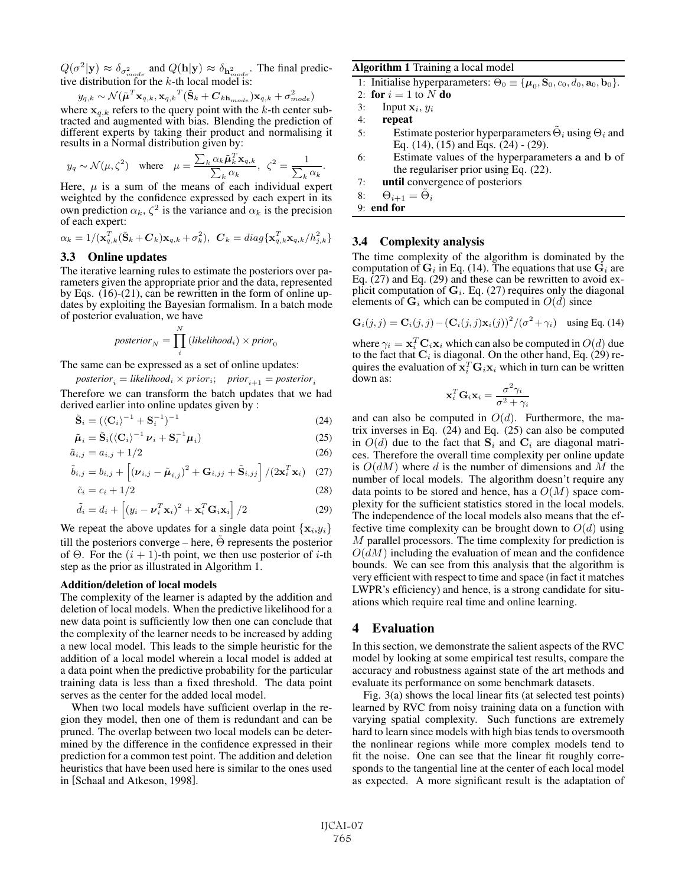$Q(\sigma^2|\mathbf{y}) \approx \delta_{\sigma^2_{mode}}$ and $Q(\mathbf{h}|\mathbf{y}) \approx \delta_{\mathbf{h}^2_{mode}}$. The final predictive distribution for the $k$-th local model is:

$$y_{q,k} \sim \mathcal{N}(\tilde{\boldsymbol{\mu}}^T \mathbf{x}_{q,k}, \mathbf{x}_{q,k}{}^T(\tilde{\mathbf{S}}_k + \boldsymbol{C}_{k\mathbf{h}_{mode}})\mathbf{x}_{q,k} + \sigma^2_{mode})$$

where $\mathbf{x}_{q,k}$ refers to the query point with the $k$-th center subtracted and augmented with bias. Blending the prediction of different experts by taking their product and normalising it results in a Normal distribution given by:

$$y_q \sim \mathcal{N}(\mu, \zeta^2) \quad \text{where} \quad \mu = \frac{\sum_k \alpha_k \tilde{\boldsymbol{\mu}}_k^T \mathbf{x}_{q,k}}{\sum_k \alpha_k}, \;\; \zeta^2 = \frac{1}{\sum_k \alpha_k}.$$

Here, $\mu$ is a sum of the means of each individual expert weighted by the confidence expressed by each expert in its own prediction $\alpha_k$, $\zeta^2$ is the variance and $\alpha_k$ is the precision of each expert:

$$\alpha_k = 1/(\mathbf{x}_{q,k}^T(\tilde{\mathbf{S}}_k + \boldsymbol{C}_k)\mathbf{x}_{q,k} + \sigma_k^2), \;\; \boldsymbol{C}_k = diag\{\mathbf{x}_{q,k}^T \mathbf{x}_{q,k}/h_{j,k}^2\}$$

### 3.3 Online updates

The iterative learning rules to estimate the posteriors over parameters given the appropriate prior and the data, represented by Eqs. (16)-(21), can be rewritten in the form of online updates by exploiting the Bayesian formalism. In a batch mode of posterior evaluation, we have

$$\textit{posterior}_N = \prod_i^N (\textit{likelihood}_i) \times \textit{prior}_0$$

The same can be expressed as a set of online updates:

$$\textit{posterior}_i = \textit{likelihood}_i \times \textit{prior}_i; \quad \textit{prior}_{i+1} = \textit{posterior}_i$$

Therefore we can transform the batch updates that we had derived earlier into online updates given by :

$$\tilde{\mathbf{S}}_i = (\langle \mathbf{C}_i \rangle^{-1} + \mathbf{S}_i^{-1})^{-1} \tag{24}$$

$$\tilde{\boldsymbol{\mu}}_i = \tilde{\mathbf{S}}_i(\langle \mathbf{C}_i \rangle^{-1} \boldsymbol{\nu}_i + \mathbf{S}_i^{-1} \boldsymbol{\mu}_i) \tag{25}$$

$$\tilde{a}_{i,j} = a_{i,j} + 1/2 \tag{26}$$

$$\tilde{b}_{i,j} = b_{i,j} + \left[(\boldsymbol{\nu}_{i,j} - \tilde{\boldsymbol{\mu}}_{i,j})^2 + \mathbf{G}_{i,jj} + \tilde{\mathbf{S}}_{i,jj}\right] / (2\mathbf{x}_i^T \mathbf{x}_i) \tag{27}$$

$$\tilde{c}_i = c_i + 1/2 \tag{28}$$

$$\tilde{d}_i = d_i + \left[(y_i - \boldsymbol{\nu}_i^T \mathbf{x}_i)^2 + \mathbf{x}_i^T \mathbf{G}_i \mathbf{x}_i\right] / 2 \tag{29}$$

We repeat the above updates for a single data point $\{\mathbf{x}_i, y_i\}$ till the posteriors converge – here, $\tilde{\Theta}$ represents the posterior of $\Theta$. For the $(i+1)$-th point, we then use posterior of $i$-th step as the prior as illustrated in Algorithm 1.

**Addition/deletion of local models**

The complexity of the learner is adapted by the addition and deletion of local models. When the predictive likelihood for a new data point is sufficiently low then one can conclude that the complexity of the learner needs to be increased by adding a new local model. This leads to the simple heuristic for the addition of a local model wherein a local model is added at a data point when the predictive probability for the particular training data is less than a fixed threshold. The data point serves as the center for the added local model.

When two local models have sufficient overlap in the region they model, then one of them is redundant and can be pruned. The overlap between two local models can be determined by the difference in the confidence expressed in their prediction for a common test point. The addition and deletion heuristics that have been used here is similar to the ones used in [Schaal and Atkeson, 1998].

**Algorithm 1** Training a local model

```
1: Initialise hyperparameters: Θ_0 ≡ {μ_0, S_0, c_0, d_0, a_0, b_0}.
2: for i = 1 to N do
3:    Input x_i, y_i
4:    repeat
5:       Estimate posterior hyperparameters Θ̃_i using Θ_i and
         Eq. (14), (15) and Eqs. (24) - (29).
6:       Estimate values of the hyperparameters a and b of
         the regulariser prior using Eq. (22).
7:    until convergence of posteriors
8:    Θ_{i+1} = Θ̃_i
9: end for
```

### 3.4 Complexity analysis

The time complexity of the algorithm is dominated by the computation of $\mathbf{G}_i$ in Eq. (14). The equations that use $\mathbf{G}_i$ are Eq. (27) and Eq. (29) and these can be rewritten to avoid explicit computation of $\mathbf{G}_i$. Eq. (27) requires only the diagonal elements of $\mathbf{G}_i$ which can be computed in $O(d)$ since

$$\mathbf{G}_i(j,j) = \mathbf{C}_i(j,j) - (\mathbf{C}_i(j,j)\mathbf{x}_i(j))^2/(\sigma^2 + \gamma_i) \quad \text{using Eq. (14)}$$

where $\gamma_i = \mathbf{x}_i^T \mathbf{C}_i \mathbf{x}_i$ which can also be computed in $O(d)$ due to the fact that $\mathbf{C}_i$ is diagonal. On the other hand, Eq. (29) requires the evaluation of $\mathbf{x}_i^T \mathbf{G}_i \mathbf{x}_i$ which in turn can be written down as:

$$\mathbf{x}_i^T \mathbf{G}_i \mathbf{x}_i = \frac{\sigma^2 \gamma_i}{\sigma^2 + \gamma_i}$$

and can also be computed in $O(d)$. Furthermore, the matrix inverses in Eq. (24) and Eq. (25) can also be computed in $O(d)$ due to the fact that $\mathbf{S}_i$ and $\mathbf{C}_i$ are diagonal matrices. Therefore the overall time complexity per online update is $O(dM)$ where $d$ is the number of dimensions and $M$ the number of local models. The algorithm doesn't require any data points to be stored and hence, has a $O(M)$ space complexity for the sufficient statistics stored in the local models. The independence of the local models also means that the effective time complexity can be brought down to $O(d)$ using $M$ parallel processors. The time complexity for prediction is $O(dM)$ including the evaluation of mean and the confidence bounds. We can see from this analysis that the algorithm is very efficient with respect to time and space (in fact it matches LWPR's efficiency) and hence, is a strong candidate for situations which require real time and online learning.

## 4 Evaluation

In this section, we demonstrate the salient aspects of the RVC model by looking at some empirical test results, compare the accuracy and robustness against state of the art methods and evaluate its performance on some benchmark datasets.

Fig. 3(a) shows the local linear fits (at selected test points) learned by RVC from noisy training data on a function with varying spatial complexity. Such functions are extremely hard to learn since models with high bias tends to oversmooth the nonlinear regions while more complex models tend to fit the noise. One can see that the linear fit roughly corresponds to the tangential line at the center of each local model as expected. A more significant result is the adaptation of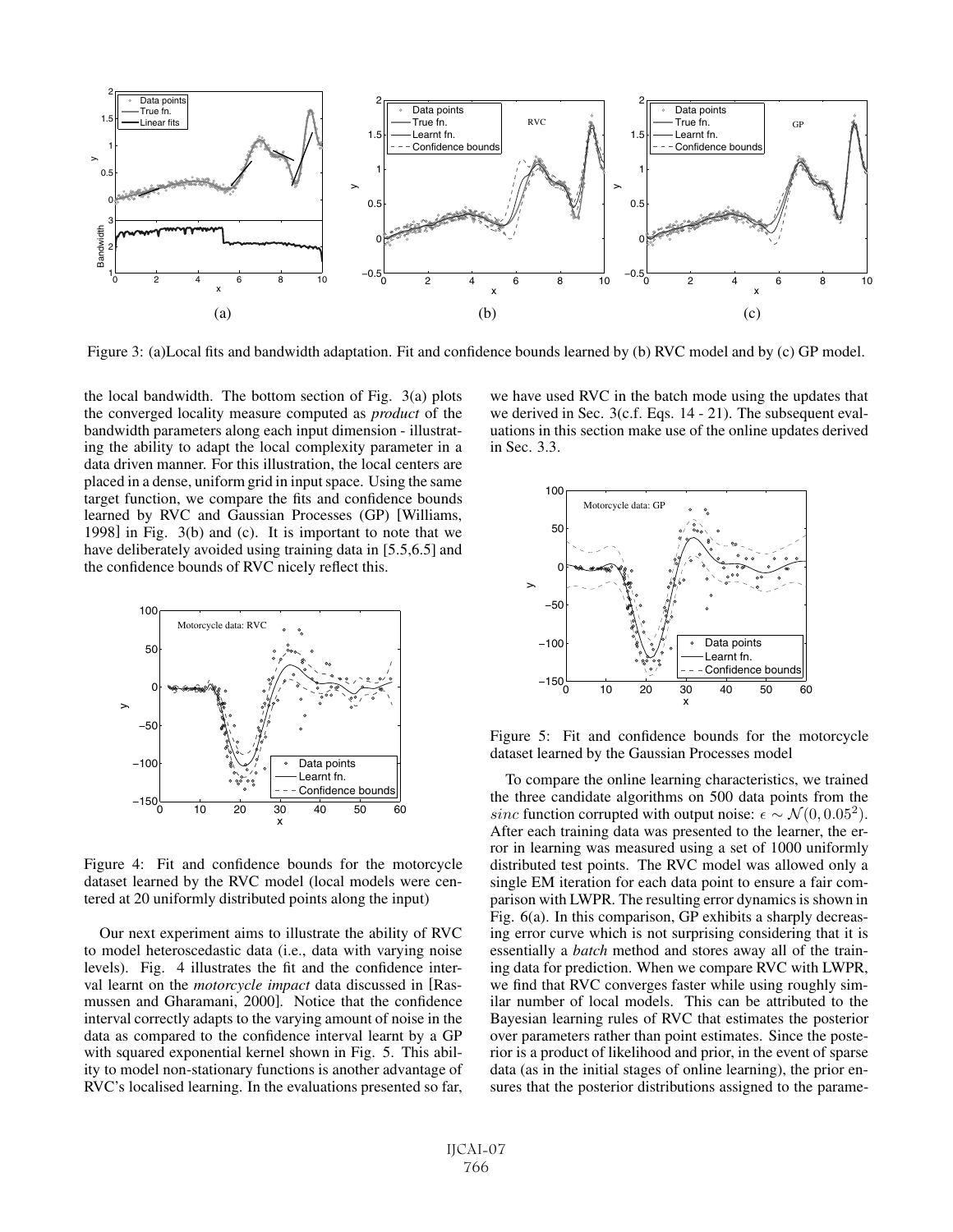Figure 3: (a)Local fits and bandwidth adaptation. Fit and confidence bounds learned by (b) RVC model and by (c) GP model.

the local bandwidth. The bottom section of Fig. 3(a) plots the converged locality measure computed as *product* of the bandwidth parameters along each input dimension - illustrating the ability to adapt the local complexity parameter in a data driven manner. For this illustration, the local centers are placed in a dense, uniform grid in input space. Using the same target function, we compare the fits and confidence bounds learned by RVC and Gaussian Processes (GP) [Williams, 1998] in Fig. 3(b) and (c). It is important to note that we have deliberately avoided using training data in [5.5,6.5] and the confidence bounds of RVC nicely reflect this.

Figure 4: Fit and confidence bounds for the motorcycle dataset learned by the RVC model (local models were centered at 20 uniformly distributed points along the input)

Our next experiment aims to illustrate the ability of RVC to model heteroscedastic data (i.e., data with varying noise levels). Fig. 4 illustrates the fit and the confidence interval learnt on the *motorcycle impact* data discussed in [Rasmussen and Gharamani, 2000]. Notice that the confidence interval correctly adapts to the varying amount of noise in the data as compared to the confidence interval learnt by a GP with squared exponential kernel shown in Fig. 5. This ability to model non-stationary functions is another advantage of RVC's localised learning. In the evaluations presented so far, we have used RVC in the batch mode using the updates that we derived in Sec. 3(c.f. Eqs. 14 - 21). The subsequent evaluations in this section make use of the online updates derived in Sec. 3.3.

Figure 5: Fit and confidence bounds for the motorcycle dataset learned by the Gaussian Processes model

To compare the online learning characteristics, we trained the three candidate algorithms on 500 data points from the *sinc* function corrupted with output noise: $\epsilon \sim \mathcal{N}(0, 0.05^2)$. After each training data was presented to the learner, the error in learning was measured using a set of 1000 uniformly distributed test points. The RVC model was allowed only a single EM iteration for each data point to ensure a fair comparison with LWPR. The resulting error dynamics is shown in Fig. 6(a). In this comparison, GP exhibits a sharply decreasing error curve which is not surprising considering that it is essentially a *batch* method and stores away all of the training data for prediction. When we compare RVC with LWPR, we find that RVC converges faster while using roughly similar number of local models. This can be attributed to the Bayesian learning rules of RVC that estimates the posterior over parameters rather than point estimates. Since the posterior is a product of likelihood and prior, in the event of sparse data (as in the initial stages of online learning), the prior ensures that the posterior distributions assigned to the parame-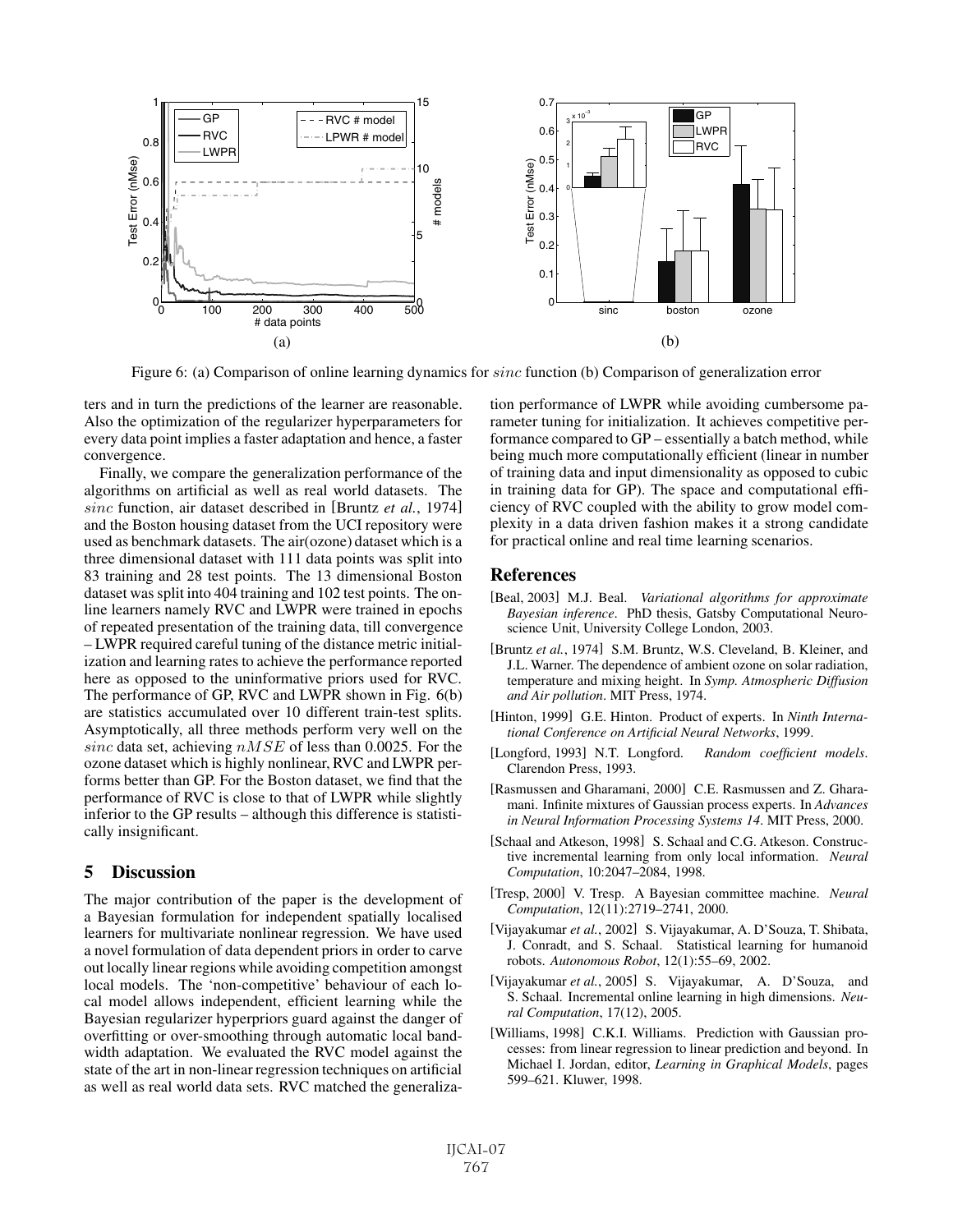Test Error (nMse)
1
0.8
0.6
0.4
0.2
0
0 100 200 300 400 500
# data points
GP
RVC
LWPR
RVC # model
LPWR # model
15
10
5
0
# models

(a)

Test Error (nMse)
0.7
0.6
0.5
0.4
0.3
0.2
0.1
0
$\times 10^{-3}$
3
2
1
0
GP
LWPR
RVC
sinc boston ozone

(b)

Figure 6: (a) Comparison of online learning dynamics for $sinc$ function (b) Comparison of generalization error

ters and in turn the predictions of the learner are reasonable. Also the optimization of the regularizer hyperparameters for every data point implies a faster adaptation and hence, a faster convergence.

Finally, we compare the generalization performance of the algorithms on artificial as well as real world datasets. The $sinc$ function, air dataset described in [Bruntz *et al.*, 1974] and the Boston housing dataset from the UCI repository were used as benchmark datasets. The air(ozone) dataset which is a three dimensional dataset with 111 data points was split into 83 training and 28 test points. The 13 dimensional Boston dataset was split into 404 training and 102 test points. The online learners namely RVC and LWPR were trained in epochs of repeated presentation of the training data, till convergence – LWPR required careful tuning of the distance metric initialization and learning rates to achieve the performance reported here as opposed to the uninformative priors used for RVC. The performance of GP, RVC and LWPR shown in Fig. 6(b) are statistics accumulated over 10 different train-test splits. Asymptotically, all three methods perform very well on the $sinc$ data set, achieving $nMSE$ of less than 0.0025. For the ozone dataset which is highly nonlinear, RVC and LWPR performs better than GP. For the Boston dataset, we find that the performance of RVC is close to that of LWPR while slightly inferior to the GP results – although this difference is statistically insignificant.

## 5 Discussion

The major contribution of the paper is the development of a Bayesian formulation for independent spatially localised learners for multivariate nonlinear regression. We have used a novel formulation of data dependent priors in order to carve out locally linear regions while avoiding competition amongst local models. The 'non-competitive' behaviour of each local model allows independent, efficient learning while the Bayesian regularizer hyperpriors guard against the danger of overfitting or over-smoothing through automatic local bandwidth adaptation. We evaluated the RVC model against the state of the art in non-linear regression techniques on artificial as well as real world data sets. RVC matched the generalization performance of LWPR while avoiding cumbersome parameter tuning for initialization. It achieves competitive performance compared to GP – essentially a batch method, while being much more computationally efficient (linear in number of training data and input dimensionality as opposed to cubic in training data for GP). The space and computational efficiency of RVC coupled with the ability to grow model complexity in a data driven fashion makes it a strong candidate for practical online and real time learning scenarios.

## References

[Beal, 2003] M.J. Beal. *Variational algorithms for approximate Bayesian inference*. PhD thesis, Gatsby Computational Neuroscience Unit, University College London, 2003.

[Bruntz *et al.*, 1974] S.M. Bruntz, W.S. Cleveland, B. Kleiner, and J.L. Warner. The dependence of ambient ozone on solar radiation, temperature and mixing height. In *Symp. Atmospheric Diffusion and Air pollution*. MIT Press, 1974.

[Hinton, 1999] G.E. Hinton. Product of experts. In *Ninth International Conference on Artificial Neural Networks*, 1999.

[Longford, 1993] N.T. Longford. *Random coefficient models*. Clarendon Press, 1993.

[Rasmussen and Gharamani, 2000] C.E. Rasmussen and Z. Gharamani. Infinite mixtures of Gaussian process experts. In *Advances in Neural Information Processing Systems 14*. MIT Press, 2000.

[Schaal and Atkeson, 1998] S. Schaal and C.G. Atkeson. Constructive incremental learning from only local information. *Neural Computation*, 10:2047–2084, 1998.

[Tresp, 2000] V. Tresp. A Bayesian committee machine. *Neural Computation*, 12(11):2719–2741, 2000.

[Vijayakumar *et al.*, 2002] S. Vijayakumar, A. D'Souza, T. Shibata, J. Conradt, and S. Schaal. Statistical learning for humanoid robots. *Autonomous Robot*, 12(1):55–69, 2002.

[Vijayakumar *et al.*, 2005] S. Vijayakumar, A. D'Souza, and S. Schaal. Incremental online learning in high dimensions. *Neural Computation*, 17(12), 2005.

[Williams, 1998] C.K.I. Williams. Prediction with Gaussian processes: from linear regression to linear prediction and beyond. In Michael I. Jordan, editor, *Learning in Graphical Models*, pages 599–621. Kluwer, 1998.